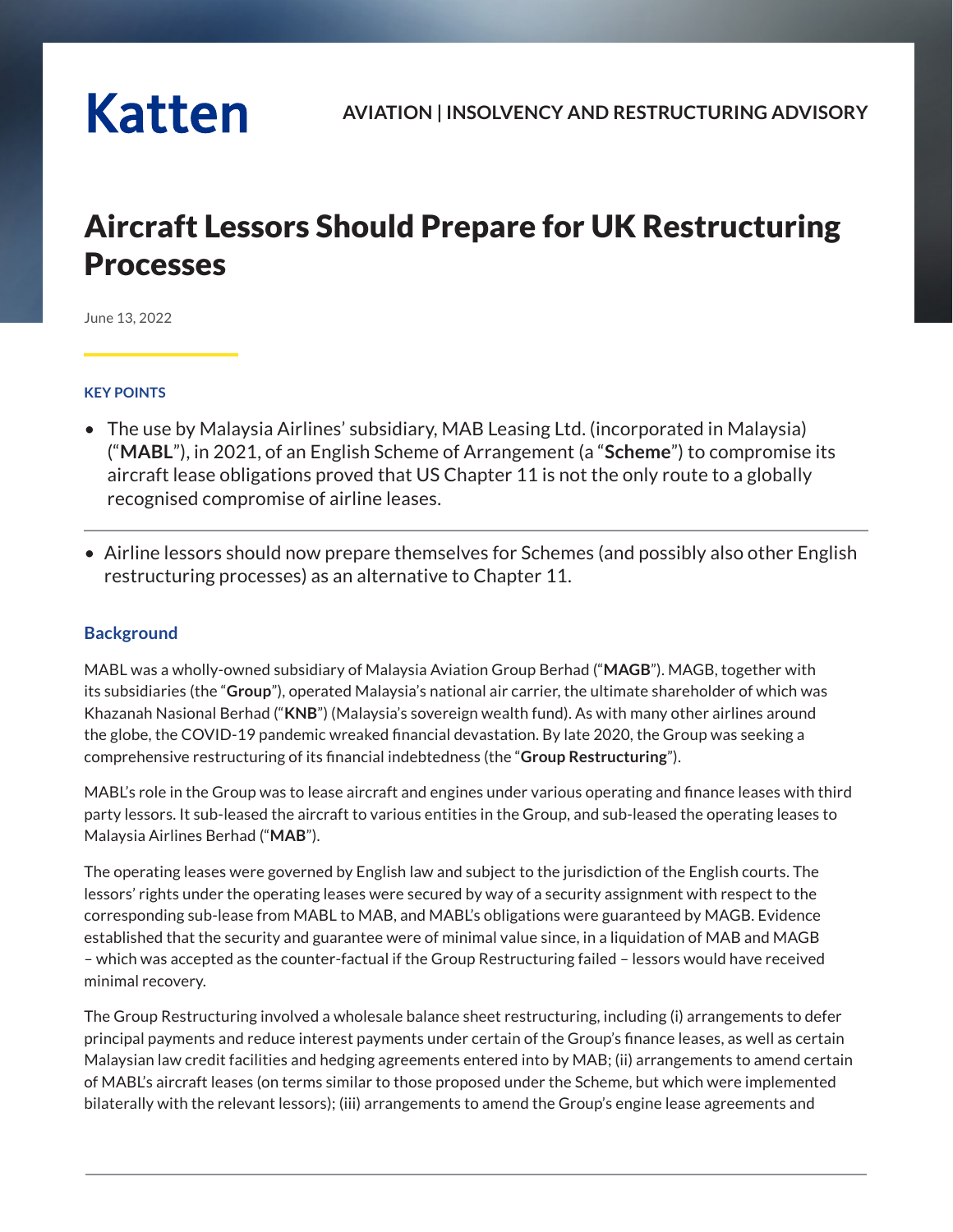Katten

AVIATION | INSOLVENCY AND RESTRUCTURING ADVISORY

# Aircraft Lessors Should Prepare for UK Restructuring Processes

June 13, 2022

### KEY POINTS

- The use by Malaysia Airlines' subsidiary, MAB Leasing Ltd. (incorporated in Malaysia) ("**MABL**"), in 2021, of an English Scheme of Arrangement (a "**Scheme**") to compromise its aircraft lease obligations proved that US Chapter 11 is not the only route to a globally recognised compromise of airline leases.

- Airline lessors should now prepare themselves for Schemes (and possibly also other English restructuring processes) as an alternative to Chapter 11.

## Background

MABL was a wholly-owned subsidiary of Malaysia Aviation Group Berhad ("**MAGB**"). MAGB, together with its subsidiaries (the "**Group**"), operated Malaysia's national air carrier, the ultimate shareholder of which was Khazanah Nasional Berhad ("**KNB**") (Malaysia's sovereign wealth fund). As with many other airlines around the globe, the COVID-19 pandemic wreaked financial devastation. By late 2020, the Group was seeking a comprehensive restructuring of its financial indebtedness (the "**Group Restructuring**").

MABL's role in the Group was to lease aircraft and engines under various operating and finance leases with third party lessors. It sub-leased the aircraft to various entities in the Group, and sub-leased the operating leases to Malaysia Airlines Berhad ("**MAB**").

The operating leases were governed by English law and subject to the jurisdiction of the English courts. The lessors' rights under the operating leases were secured by way of a security assignment with respect to the corresponding sub-lease from MABL to MAB, and MABL's obligations were guaranteed by MAGB. Evidence established that the security and guarantee were of minimal value since, in a liquidation of MAB and MAGB – which was accepted as the counter-factual if the Group Restructuring failed – lessors would have received minimal recovery.

The Group Restructuring involved a wholesale balance sheet restructuring, including (i) arrangements to defer principal payments and reduce interest payments under certain of the Group's finance leases, as well as certain Malaysian law credit facilities and hedging agreements entered into by MAB; (ii) arrangements to amend certain of MABL's aircraft leases (on terms similar to those proposed under the Scheme, but which were implemented bilaterally with the relevant lessors); (iii) arrangements to amend the Group's engine lease agreements and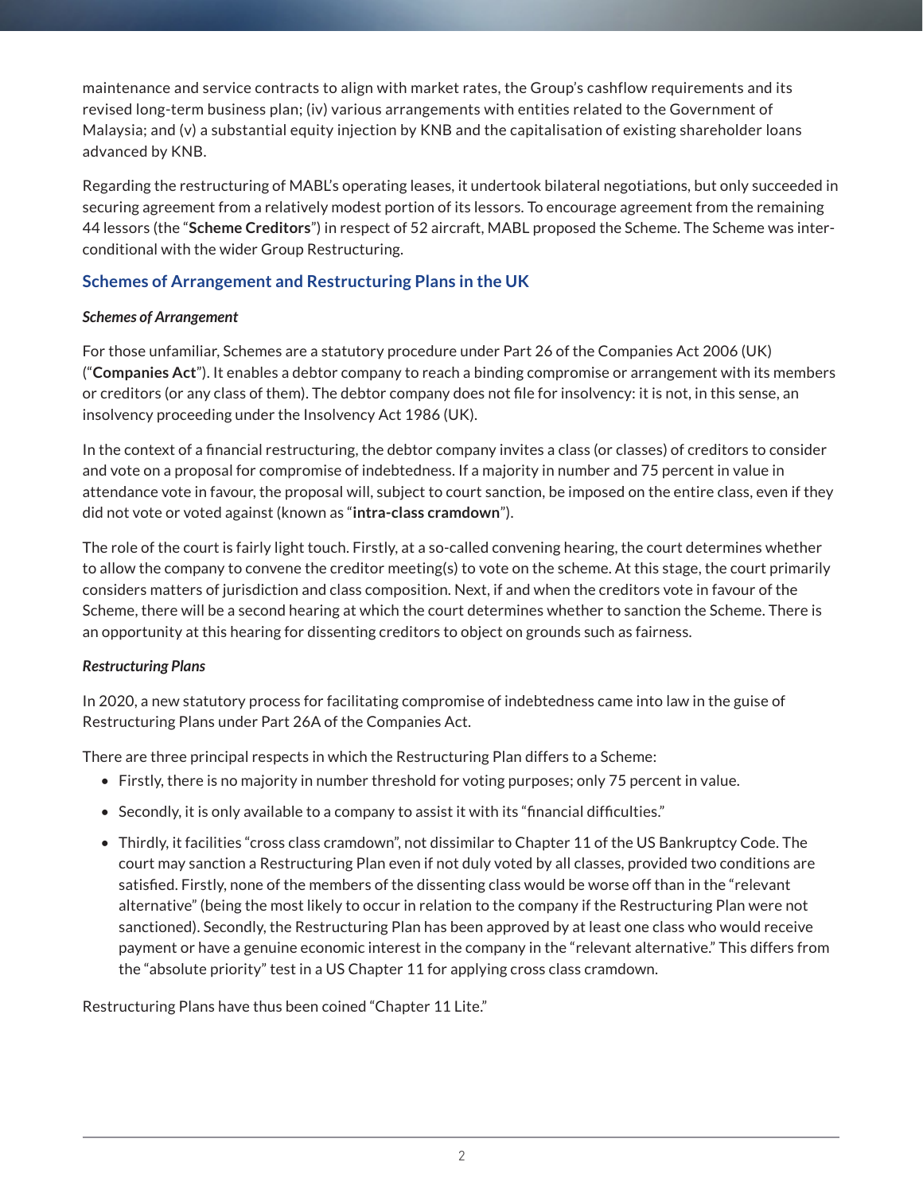maintenance and service contracts to align with market rates, the Group's cashflow requirements and its revised long-term business plan; (iv) various arrangements with entities related to the Government of Malaysia; and (v) a substantial equity injection by KNB and the capitalisation of existing shareholder loans advanced by KNB.

Regarding the restructuring of MABL's operating leases, it undertook bilateral negotiations, but only succeeded in securing agreement from a relatively modest portion of its lessors. To encourage agreement from the remaining 44 lessors (the "**Scheme Creditors**") in respect of 52 aircraft, MABL proposed the Scheme. The Scheme was inter-conditional with the wider Group Restructuring.

## Schemes of Arrangement and Restructuring Plans in the UK

### *Schemes of Arrangement*

For those unfamiliar, Schemes are a statutory procedure under Part 26 of the Companies Act 2006 (UK) ("**Companies Act**"). It enables a debtor company to reach a binding compromise or arrangement with its members or creditors (or any class of them). The debtor company does not file for insolvency: it is not, in this sense, an insolvency proceeding under the Insolvency Act 1986 (UK).

In the context of a financial restructuring, the debtor company invites a class (or classes) of creditors to consider and vote on a proposal for compromise of indebtedness. If a majority in number and 75 percent in value in attendance vote in favour, the proposal will, subject to court sanction, be imposed on the entire class, even if they did not vote or voted against (known as "**intra-class cramdown**").

The role of the court is fairly light touch. Firstly, at a so-called convening hearing, the court determines whether to allow the company to convene the creditor meeting(s) to vote on the scheme. At this stage, the court primarily considers matters of jurisdiction and class composition. Next, if and when the creditors vote in favour of the Scheme, there will be a second hearing at which the court determines whether to sanction the Scheme. There is an opportunity at this hearing for dissenting creditors to object on grounds such as fairness.

### *Restructuring Plans*

In 2020, a new statutory process for facilitating compromise of indebtedness came into law in the guise of Restructuring Plans under Part 26A of the Companies Act.

There are three principal respects in which the Restructuring Plan differs to a Scheme:

- Firstly, there is no majority in number threshold for voting purposes; only 75 percent in value.
- Secondly, it is only available to a company to assist it with its "financial difficulties."
- Thirdly, it facilities "cross class cramdown", not dissimilar to Chapter 11 of the US Bankruptcy Code. The court may sanction a Restructuring Plan even if not duly voted by all classes, provided two conditions are satisfied. Firstly, none of the members of the dissenting class would be worse off than in the "relevant alternative" (being the most likely to occur in relation to the company if the Restructuring Plan were not sanctioned). Secondly, the Restructuring Plan has been approved by at least one class who would receive payment or have a genuine economic interest in the company in the "relevant alternative." This differs from the "absolute priority" test in a US Chapter 11 for applying cross class cramdown.

Restructuring Plans have thus been coined "Chapter 11 Lite."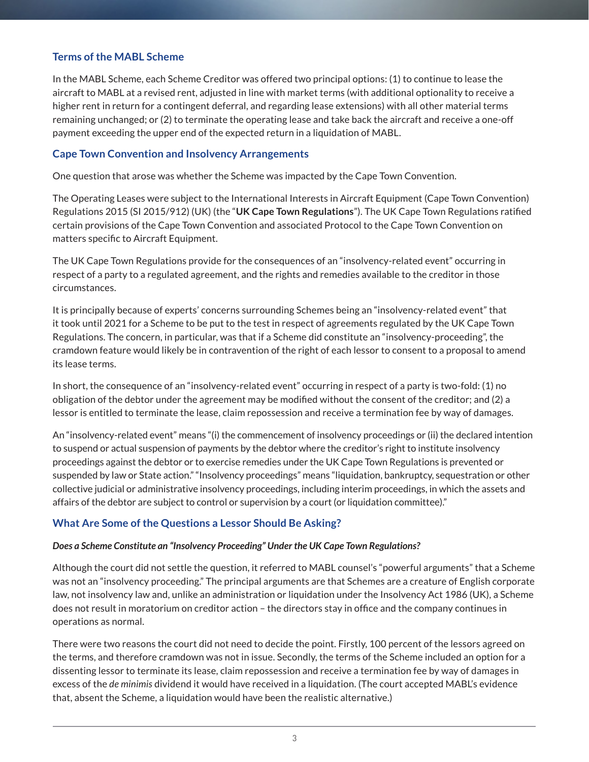## Terms of the MABL Scheme

In the MABL Scheme, each Scheme Creditor was offered two principal options: (1) to continue to lease the aircraft to MABL at a revised rent, adjusted in line with market terms (with additional optionality to receive a higher rent in return for a contingent deferral, and regarding lease extensions) with all other material terms remaining unchanged; or (2) to terminate the operating lease and take back the aircraft and receive a one-off payment exceeding the upper end of the expected return in a liquidation of MABL.

## Cape Town Convention and Insolvency Arrangements

One question that arose was whether the Scheme was impacted by the Cape Town Convention.

The Operating Leases were subject to the International Interests in Aircraft Equipment (Cape Town Convention) Regulations 2015 (SI 2015/912) (UK) (the "**UK Cape Town Regulations**"). The UK Cape Town Regulations ratified certain provisions of the Cape Town Convention and associated Protocol to the Cape Town Convention on matters specific to Aircraft Equipment.

The UK Cape Town Regulations provide for the consequences of an "insolvency-related event" occurring in respect of a party to a regulated agreement, and the rights and remedies available to the creditor in those circumstances.

It is principally because of experts' concerns surrounding Schemes being an "insolvency-related event" that it took until 2021 for a Scheme to be put to the test in respect of agreements regulated by the UK Cape Town Regulations. The concern, in particular, was that if a Scheme did constitute an "insolvency-proceeding", the cramdown feature would likely be in contravention of the right of each lessor to consent to a proposal to amend its lease terms.

In short, the consequence of an "insolvency-related event" occurring in respect of a party is two-fold: (1) no obligation of the debtor under the agreement may be modified without the consent of the creditor; and (2) a lessor is entitled to terminate the lease, claim repossession and receive a termination fee by way of damages.

An "insolvency-related event" means "(i) the commencement of insolvency proceedings or (ii) the declared intention to suspend or actual suspension of payments by the debtor where the creditor's right to institute insolvency proceedings against the debtor or to exercise remedies under the UK Cape Town Regulations is prevented or suspended by law or State action." "Insolvency proceedings" means "liquidation, bankruptcy, sequestration or other collective judicial or administrative insolvency proceedings, including interim proceedings, in which the assets and affairs of the debtor are subject to control or supervision by a court (or liquidation committee)."

## What Are Some of the Questions a Lessor Should Be Asking?

### *Does a Scheme Constitute an "Insolvency Proceeding" Under the UK Cape Town Regulations?*

Although the court did not settle the question, it referred to MABL counsel's "powerful arguments" that a Scheme was not an "insolvency proceeding." The principal arguments are that Schemes are a creature of English corporate law, not insolvency law and, unlike an administration or liquidation under the Insolvency Act 1986 (UK), a Scheme does not result in moratorium on creditor action – the directors stay in office and the company continues in operations as normal.

There were two reasons the court did not need to decide the point. Firstly, 100 percent of the lessors agreed on the terms, and therefore cramdown was not in issue. Secondly, the terms of the Scheme included an option for a dissenting lessor to terminate its lease, claim repossession and receive a termination fee by way of damages in excess of the *de minimis* dividend it would have received in a liquidation. (The court accepted MABL's evidence that, absent the Scheme, a liquidation would have been the realistic alternative.)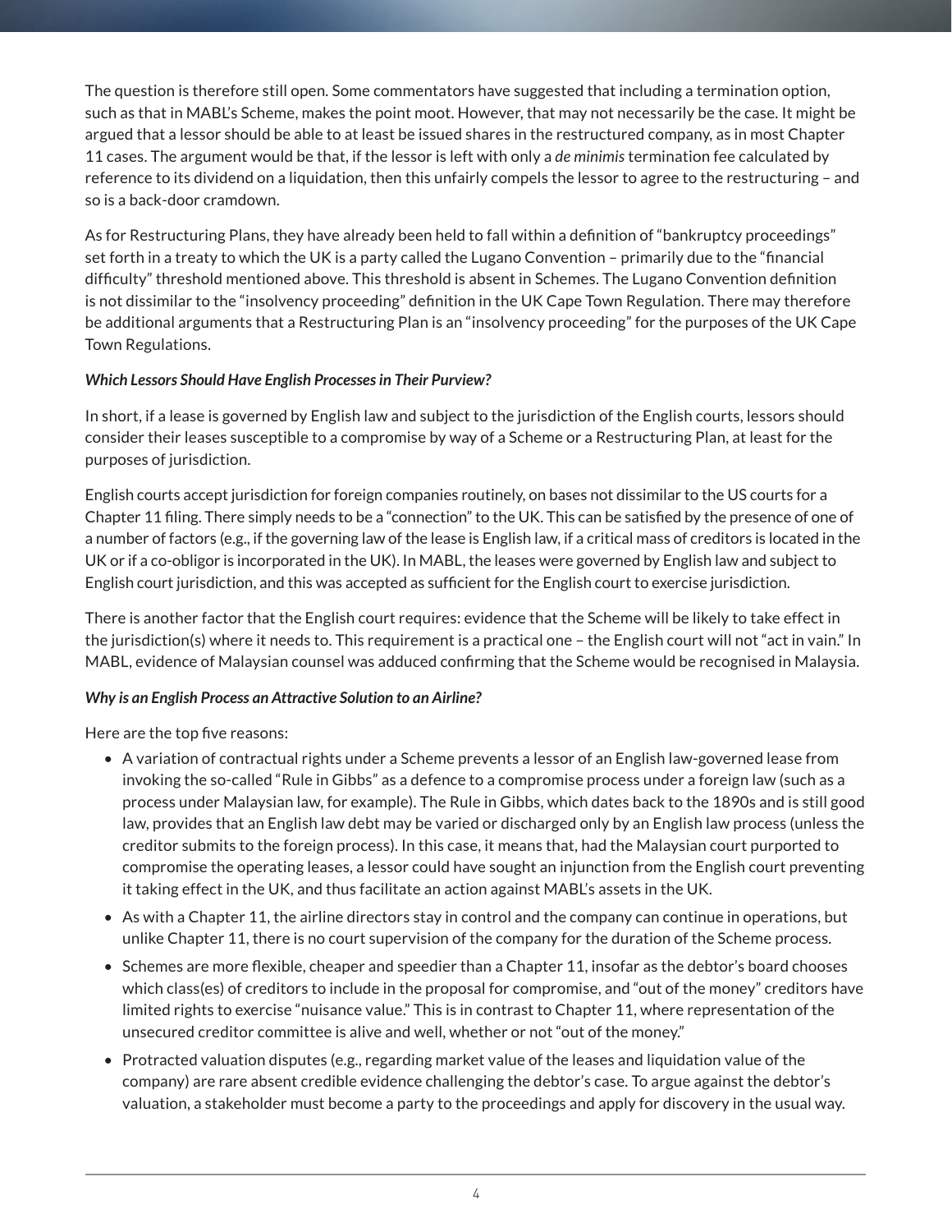The question is therefore still open. Some commentators have suggested that including a termination option, such as that in MABL's Scheme, makes the point moot. However, that may not necessarily be the case. It might be argued that a lessor should be able to at least be issued shares in the restructured company, as in most Chapter 11 cases. The argument would be that, if the lessor is left with only a *de minimis* termination fee calculated by reference to its dividend on a liquidation, then this unfairly compels the lessor to agree to the restructuring – and so is a back-door cramdown.

As for Restructuring Plans, they have already been held to fall within a definition of "bankruptcy proceedings" set forth in a treaty to which the UK is a party called the Lugano Convention – primarily due to the "financial difficulty" threshold mentioned above. This threshold is absent in Schemes. The Lugano Convention definition is not dissimilar to the "insolvency proceeding" definition in the UK Cape Town Regulation. There may therefore be additional arguments that a Restructuring Plan is an "insolvency proceeding" for the purposes of the UK Cape Town Regulations.

***Which Lessors Should Have English Processes in Their Purview?***

In short, if a lease is governed by English law and subject to the jurisdiction of the English courts, lessors should consider their leases susceptible to a compromise by way of a Scheme or a Restructuring Plan, at least for the purposes of jurisdiction.

English courts accept jurisdiction for foreign companies routinely, on bases not dissimilar to the US courts for a Chapter 11 filing. There simply needs to be a "connection" to the UK. This can be satisfied by the presence of one of a number of factors (e.g., if the governing law of the lease is English law, if a critical mass of creditors is located in the UK or if a co-obligor is incorporated in the UK). In MABL, the leases were governed by English law and subject to English court jurisdiction, and this was accepted as sufficient for the English court to exercise jurisdiction.

There is another factor that the English court requires: evidence that the Scheme will be likely to take effect in the jurisdiction(s) where it needs to. This requirement is a practical one – the English court will not "act in vain." In MABL, evidence of Malaysian counsel was adduced confirming that the Scheme would be recognised in Malaysia.

***Why is an English Process an Attractive Solution to an Airline?***

Here are the top five reasons:

- A variation of contractual rights under a Scheme prevents a lessor of an English law-governed lease from invoking the so-called "Rule in Gibbs" as a defence to a compromise process under a foreign law (such as a process under Malaysian law, for example). The Rule in Gibbs, which dates back to the 1890s and is still good law, provides that an English law debt may be varied or discharged only by an English law process (unless the creditor submits to the foreign process). In this case, it means that, had the Malaysian court purported to compromise the operating leases, a lessor could have sought an injunction from the English court preventing it taking effect in the UK, and thus facilitate an action against MABL's assets in the UK.
- As with a Chapter 11, the airline directors stay in control and the company can continue in operations, but unlike Chapter 11, there is no court supervision of the company for the duration of the Scheme process.
- Schemes are more flexible, cheaper and speedier than a Chapter 11, insofar as the debtor's board chooses which class(es) of creditors to include in the proposal for compromise, and "out of the money" creditors have limited rights to exercise "nuisance value." This is in contrast to Chapter 11, where representation of the unsecured creditor committee is alive and well, whether or not "out of the money."
- Protracted valuation disputes (e.g., regarding market value of the leases and liquidation value of the company) are rare absent credible evidence challenging the debtor's case. To argue against the debtor's valuation, a stakeholder must become a party to the proceedings and apply for discovery in the usual way.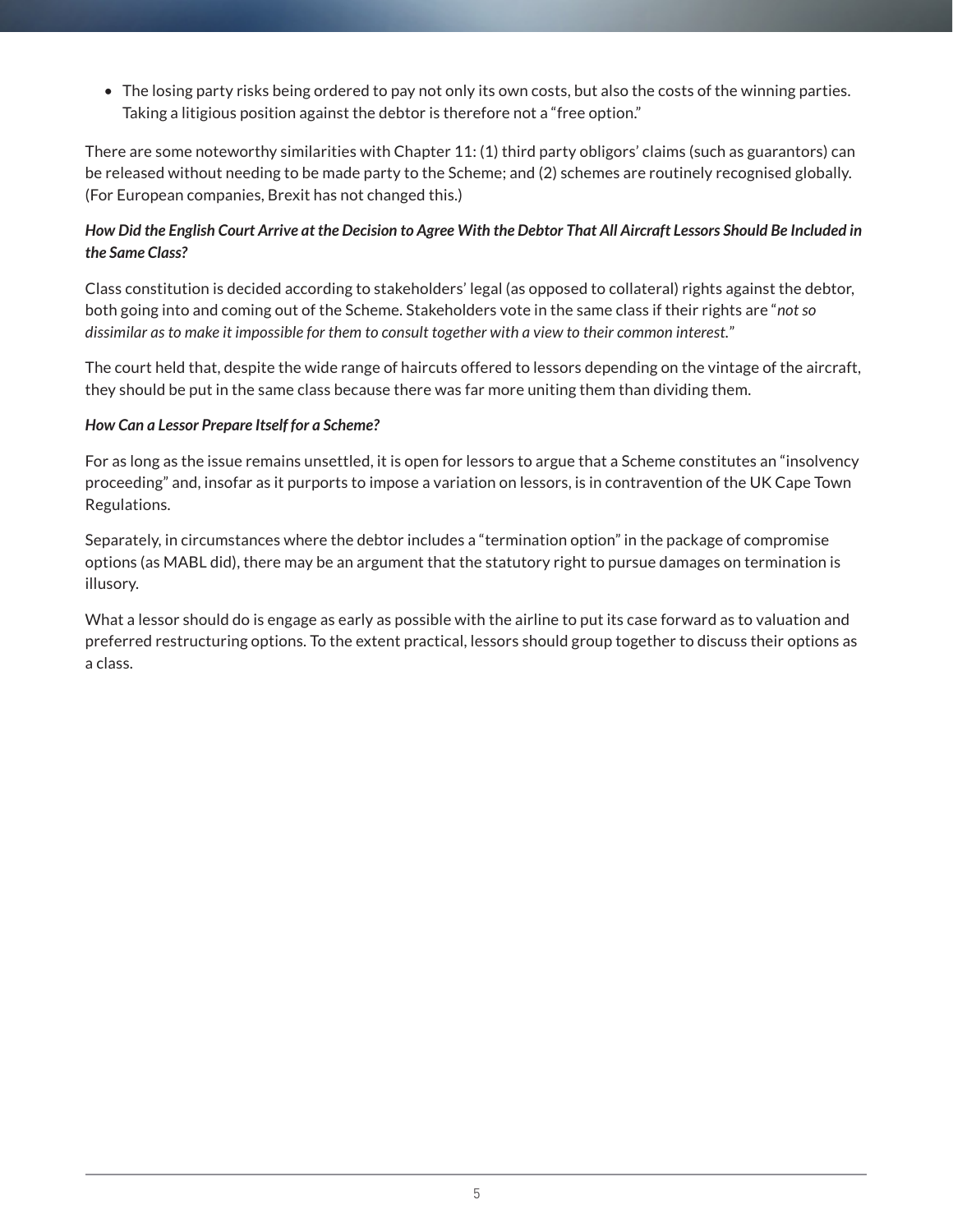- The losing party risks being ordered to pay not only its own costs, but also the costs of the winning parties. Taking a litigious position against the debtor is therefore not a "free option."

There are some noteworthy similarities with Chapter 11: (1) third party obligors' claims (such as guarantors) can be released without needing to be made party to the Scheme; and (2) schemes are routinely recognised globally. (For European companies, Brexit has not changed this.)

***How Did the English Court Arrive at the Decision to Agree With the Debtor That All Aircraft Lessors Should Be Included in the Same Class?***

Class constitution is decided according to stakeholders' legal (as opposed to collateral) rights against the debtor, both going into and coming out of the Scheme. Stakeholders vote in the same class if their rights are "*not so dissimilar as to make it impossible for them to consult together with a view to their common interest.*"

The court held that, despite the wide range of haircuts offered to lessors depending on the vintage of the aircraft, they should be put in the same class because there was far more uniting them than dividing them.

***How Can a Lessor Prepare Itself for a Scheme?***

For as long as the issue remains unsettled, it is open for lessors to argue that a Scheme constitutes an "insolvency proceeding" and, insofar as it purports to impose a variation on lessors, is in contravention of the UK Cape Town Regulations.

Separately, in circumstances where the debtor includes a "termination option" in the package of compromise options (as MABL did), there may be an argument that the statutory right to pursue damages on termination is illusory.

What a lessor should do is engage as early as possible with the airline to put its case forward as to valuation and preferred restructuring options. To the extent practical, lessors should group together to discuss their options as a class.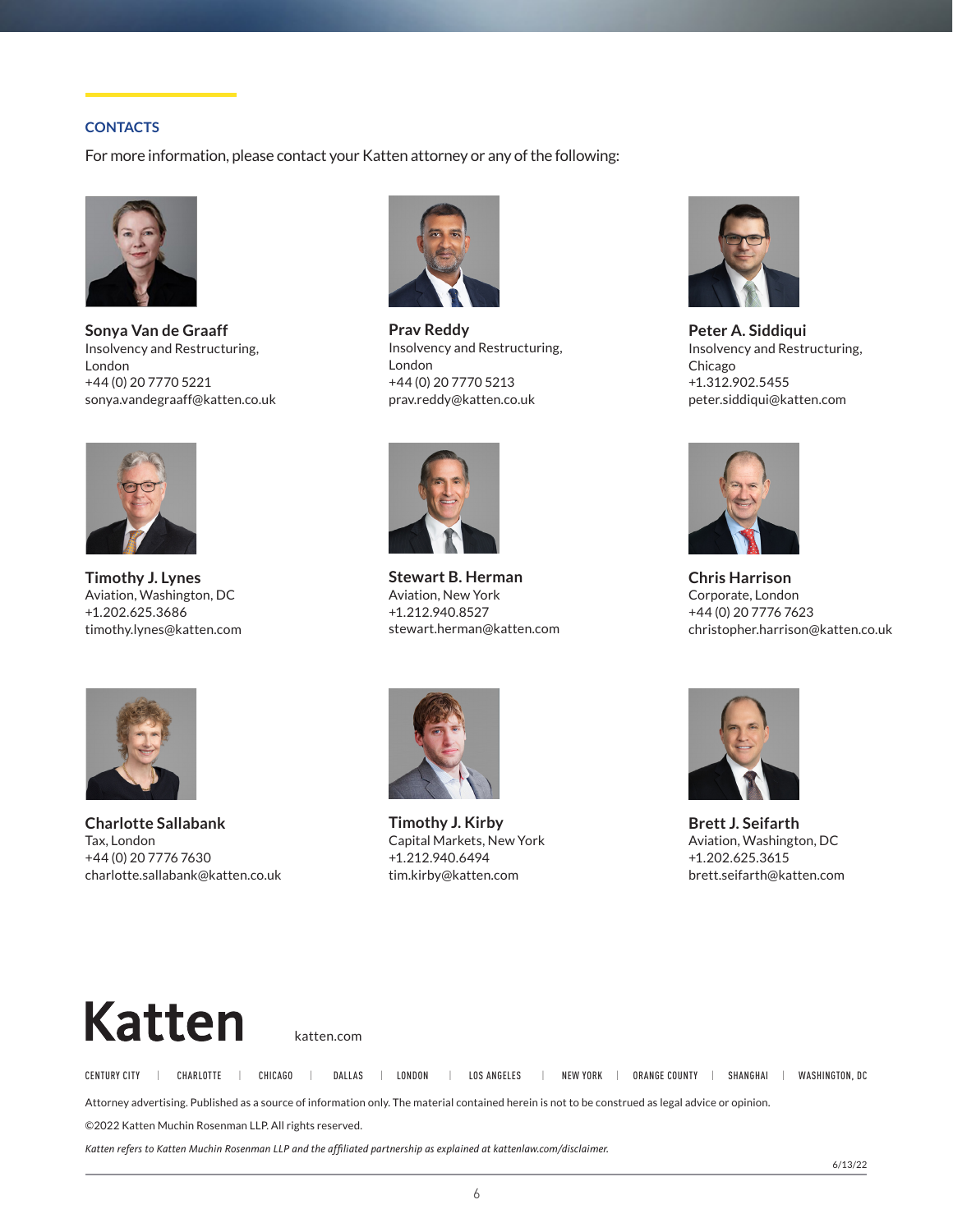## CONTACTS

For more information, please contact your Katten attorney or any of the following:

**Sonya Van de Graaff**
Insolvency and Restructuring, London
+44 (0) 20 7770 5221
sonya.vandegraaff@katten.co.uk

**Prav Reddy**
Insolvency and Restructuring, London
+44 (0) 20 7770 5213
prav.reddy@katten.co.uk

**Peter A. Siddiqui**
Insolvency and Restructuring, Chicago
+1.312.902.5455
peter.siddiqui@katten.com

**Timothy J. Lynes**
Aviation, Washington, DC
+1.202.625.3686
timothy.lynes@katten.com

**Stewart B. Herman**
Aviation, New York
+1.212.940.8527
stewart.herman@katten.com

**Chris Harrison**
Corporate, London
+44 (0) 20 7776 7623
christopher.harrison@katten.co.uk

**Charlotte Sallabank**
Tax, London
+44 (0) 20 7776 7630
charlotte.sallabank@katten.co.uk

**Timothy J. Kirby**
Capital Markets, New York
+1.212.940.6494
tim.kirby@katten.com

**Brett J. Seifarth**
Aviation, Washington, DC
+1.202.625.3615
brett.seifarth@katten.com

**Katten** katten.com

CENTURY CITY | CHARLOTTE | CHICAGO | DALLAS | LONDON | LOS ANGELES | NEW YORK | ORANGE COUNTY | SHANGHAI | WASHINGTON, DC

Attorney advertising. Published as a source of information only. The material contained herein is not to be construed as legal advice or opinion.

©2022 Katten Muchin Rosenman LLP. All rights reserved.

*Katten refers to Katten Muchin Rosenman LLP and the affiliated partnership as explained at kattenlaw.com/disclaimer.*

6/13/22